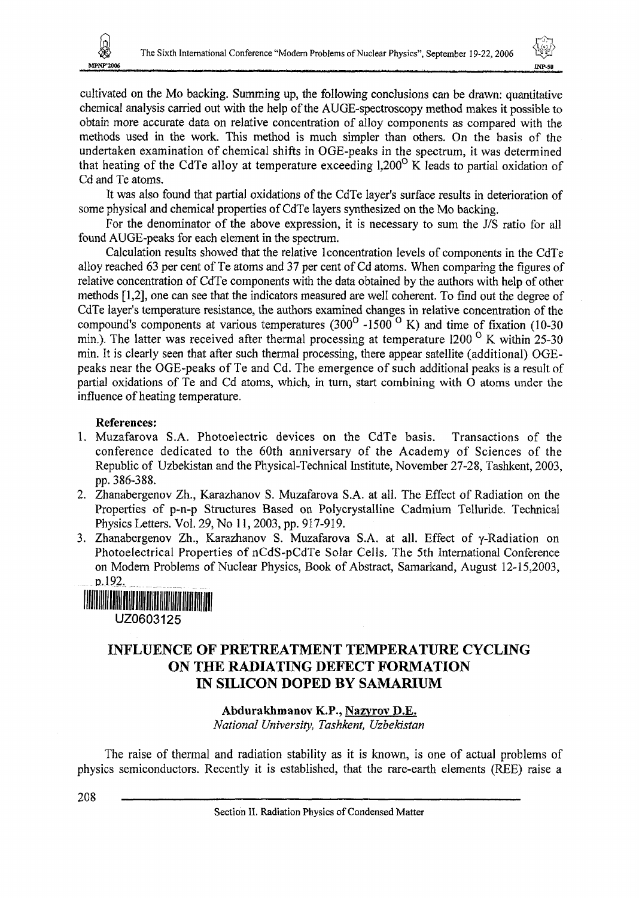cultivated on the Mo backing. Summing up, the following conclusions can be drawn: quantitative chemical analysis carried out with the help of the AUGE-spectroscopy method makes it possible to obtain more accurate data on relative concentration of alloy components as compared with the methods used in the work. This method is much simpler than others. On the basis of the undertaken examination of chemical shifts in OGE-peaks in the spectrum, it was determined that heating of the CdTe alloy at temperature exceeding 1,200$^{O}$ K leads to partial oxidation of Cd and Te atoms.

It was also found that partial oxidations of the CdTe layer's surface results in deterioration of some physical and chemical properties of CdTe layers synthesized on the Mo backing.

For the denominator of the above expression, it is necessary to sum the J/S ratio for all found AUGE-peaks for each element in the spectrum.

Calculation results showed that the relative 1concentration levels of components in the CdTe alloy reached 63 per cent of Te atoms and 37 per cent of Cd atoms. When comparing the figures of relative concentration of CdTe components with the data obtained by the authors with help of other methods [1,2], one can see that the indicators measured are well coherent. To find out the degree of CdTe layer's temperature resistance, the authors examined changes in relative concentration of the compound's components at various temperatures (300$^{O}$ -1500 $^{O}$ K) and time of fixation (10-30 min.). The latter was received after thermal processing at temperature 1200 $^{O}$ K within 25-30 min. It is clearly seen that after such thermal processing, there appear satellite (additional) OGE-peaks near the OGE-peaks of Te and Cd. The emergence of such additional peaks is a result of partial oxidations of Te and Cd atoms, which, in turn, start combining with O atoms under the influence of heating temperature.

**References:**

1. Muzafarova S.A. Photoelectric devices on the CdTe basis. Transactions of the conference dedicated to the 60th anniversary of the Academy of Sciences of the Republic of Uzbekistan and the Physical-Technical Institute, November 27-28, Tashkent, 2003, pp. 386-388.
2. Zhanabergenov Zh., Karazhanov S. Muzafarova S.A. at all. The Effect of Radiation on the Properties of p-n-p Structures Based on Polycrystalline Cadmium Telluride. Technical Physics Letters. Vol. 29, No 11, 2003, pp. 917-919.
3. Zhanabergenov Zh., Karazhanov S. Muzafarova S.A. at all. Effect of γ-Radiation on Photoelectrical Properties of nCdS-pCdTe Solar Cells. The 5th International Conference on Modern Problems of Nuclear Physics, Book of Abstract, Samarkand, August 12-15,2003, p.192.

UZ0603125

# INFLUENCE OF PRETREATMENT TEMPERATURE CYCLING ON THE RADIATING DEFECT FORMATION IN SILICON DOPED BY SAMARIUM

**Abdurakhmanov K.P., Nazyrov D.E.**
*National University, Tashkent, Uzbekistan*

The raise of thermal and radiation stability as it is known, is one of actual problems of physics semiconductors. Recently it is established, that the rare-earth elements (REE) raise a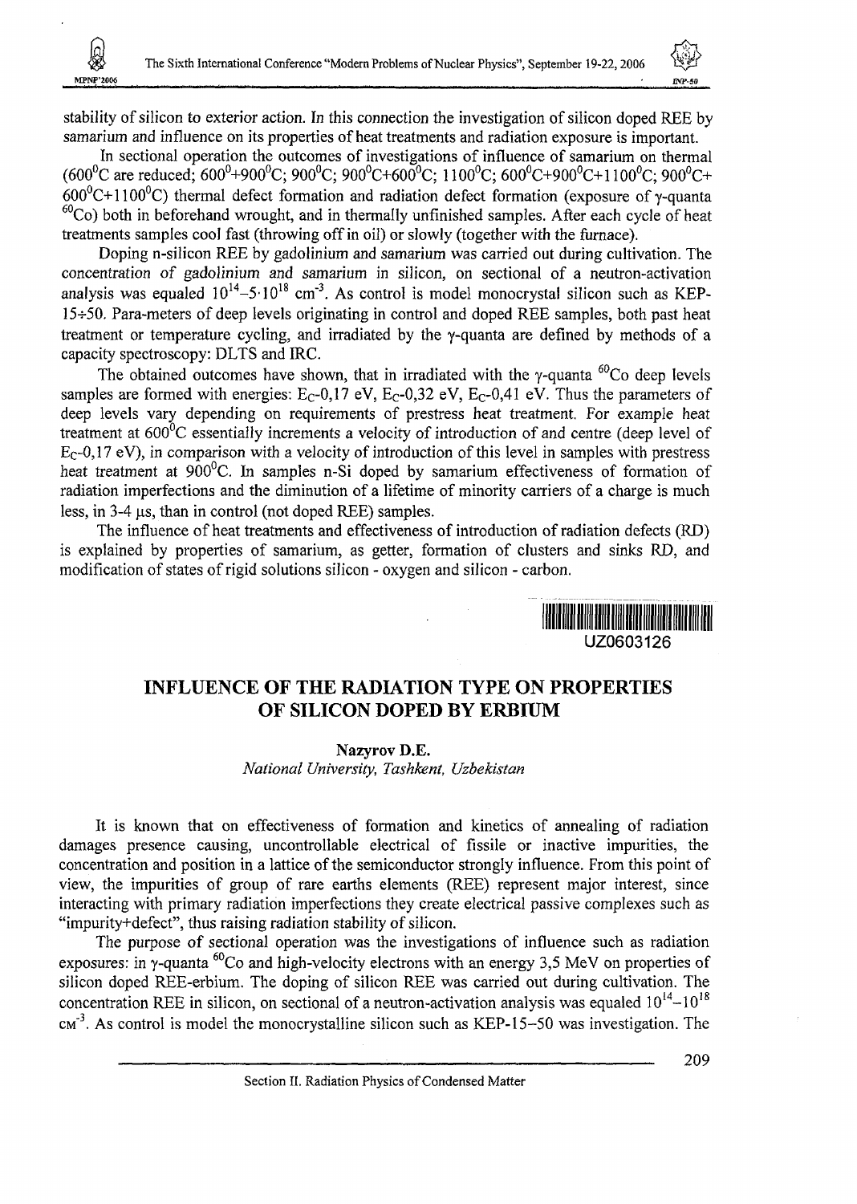stability of silicon to exterior action. In this connection the investigation of silicon doped REE by samarium and influence on its properties of heat treatments and radiation exposure is important.

In sectional operation the outcomes of investigations of influence of samarium on thermal ($600^0$C are reduced; $600^0$+$900^0$C; $900^0$C; $900^0$C+$600^0$C; $1100^0$C; $600^0$C+$900^0$C+$1100^0$C; $900^0$C+ $600^0$C+$1100^0$C) thermal defect formation and radiation defect formation (exposure of γ-quanta $^{60}$Co) both in beforehand wrought, and in thermally unfinished samples. After each cycle of heat treatments samples cool fast (throwing off in oil) or slowly (together with the furnace).

Doping n-silicon REE by gadolinium and samarium was carried out during cultivation. The concentration of gadolinium and samarium in silicon, on sectional of a neutron-activation analysis was equaled $10^{14}$–$5\cdot10^{18}$ cm$^{-3}$. As control is model monocrystal silicon such as KEP-15÷50. Para-meters of deep levels originating in control and doped REE samples, both past heat treatment or temperature cycling, and irradiated by the γ-quanta are defined by methods of a capacity spectroscopy: DLTS and IRC.

The obtained outcomes have shown, that in irradiated with the γ-quanta $^{60}$Co deep levels samples are formed with energies: $E_C$-0,17 eV, $E_C$-0,32 eV, $E_C$-0,41 eV. Thus the parameters of deep levels vary depending on requirements of prestress heat treatment. For example heat treatment at $600^0$C essentially increments a velocity of introduction of and centre (deep level of $E_C$-0,17 eV), in comparison with a velocity of introduction of this level in samples with prestress heat treatment at $900^0$C. In samples n-Si doped by samarium effectiveness of formation of radiation imperfections and the diminution of a lifetime of minority carriers of a charge is much less, in 3-4 μs, than in control (not doped REE) samples.

The influence of heat treatments and effectiveness of introduction of radiation defects (RD) is explained by properties of samarium, as getter, formation of clusters and sinks RD, and modification of states of rigid solutions silicon - oxygen and silicon - carbon.

UZ0603126

## INFLUENCE OF THE RADIATION TYPE ON PROPERTIES OF SILICON DOPED BY ERBIUM

**Nazyrov D.E.**

*National University, Tashkent, Uzbekistan*

It is known that on effectiveness of formation and kinetics of annealing of radiation damages presence causing, uncontrollable electrical of fissile or inactive impurities, the concentration and position in a lattice of the semiconductor strongly influence. From this point of view, the impurities of group of rare earths elements (REE) represent major interest, since interacting with primary radiation imperfections they create electrical passive complexes such as "impurity+defect", thus raising radiation stability of silicon.

The purpose of sectional operation was the investigations of influence such as radiation exposures: in γ-quanta $^{60}$Co and high-velocity electrons with an energy 3,5 MeV on properties of silicon doped REE-erbium. The doping of silicon REE was carried out during cultivation. The concentration REE in silicon, on sectional of a neutron-activation analysis was equaled $10^{14}$–$10^{18}$ cм$^{-3}$. As control is model the monocrystalline silicon such as KEP-15–50 was investigation. The

Section II. Radiation Physics of Condensed Matter